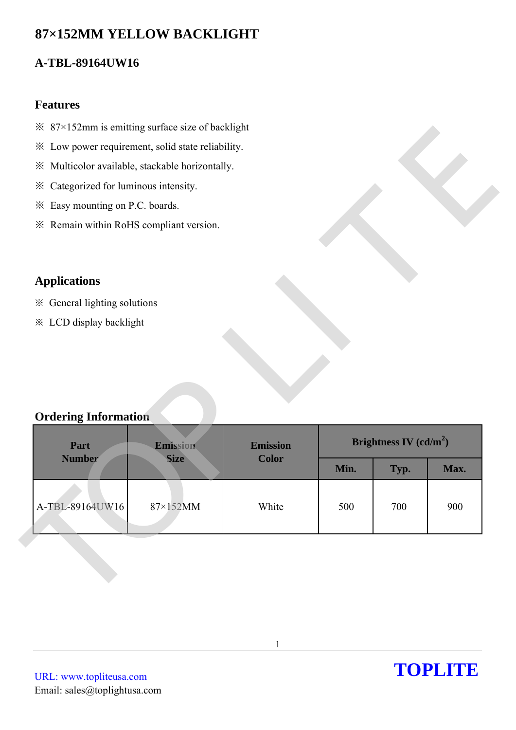# 87×152MM YELLOW BACKLIGHT

## A-TBL-89164UW16

### Features

- ※ 87×152mm is emitting surface size of backlight
- ※ Low power requirement, solid state reliability.
- ※ Multicolor available, stackable horizontally.
- ※ Categorized for luminous intensity.
- ※ Easy mounting on P.C. boards.
- ※ Remain within RoHS compliant version.

### Applications

- ※ General lighting solutions
- ※ LCD display backlight

### Ordering Information

| Part Number | Emission Size | Emission Color | Brightness IV (cd/m$^2$) | | |
|---|---|---|---|---|---|
| | | | Min. | Typ. | Max. |
| A-TBL-89164UW16 | 87×152MM | White | 500 | 700 | 900 |

URL: www.topliteusa.com
Email: sales@toplightusa.com

**TOPLITE**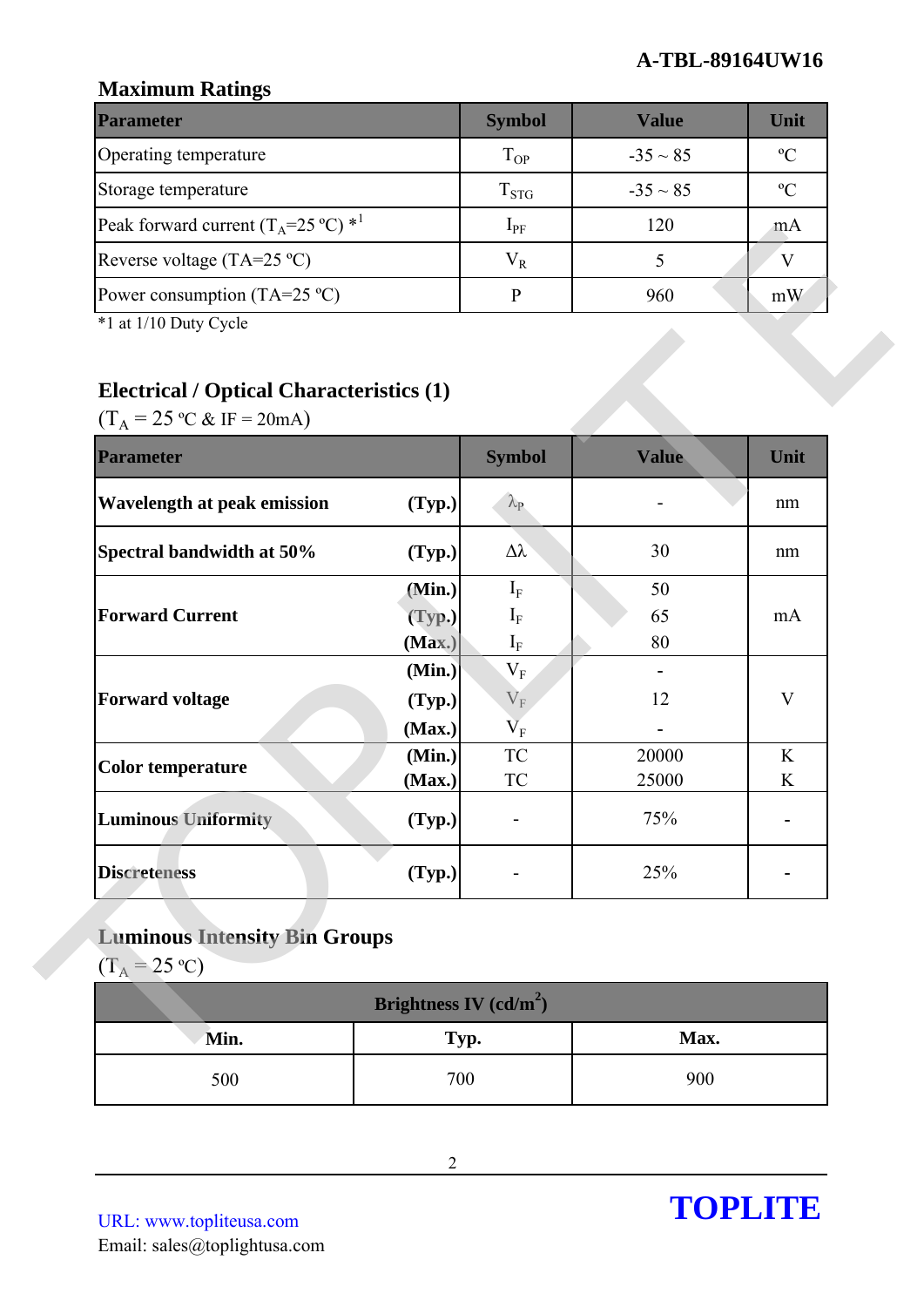## Maximum Ratings

| Parameter | Symbol | Value | Unit |
|---|---|---|---|
| Operating temperature | $T_{OP}$ | -35 ~ 85 | ºC |
| Storage temperature | $T_{STG}$ | -35 ~ 85 | ºC |
| Peak forward current ($T_A$=25 ºC) *1 | $I_{PF}$ | 120 | mA |
| Reverse voltage (TA=25 ºC) | $V_R$ | 5 | V |
| Power consumption (TA=25 ºC) | P | 960 | mW |

*1 at 1/10 Duty Cycle

## Electrical / Optical Characteristics (1)

($T_A$ = 25 ºC & IF = 20mA)

| Parameter | | Symbol | Value | Unit |
|---|---|---|---|---|
| **Wavelength at peak emission** | **(Typ.)** | $\lambda_P$ | - | nm |
| **Spectral bandwidth at 50%** | **(Typ.)** | $\Delta\lambda$ | 30 | nm |
| **Forward Current** | **(Min.)** | $I_F$ | 50 | mA |
| | **(Typ.)** | $I_F$ | 65 | |
| | **(Max.)** | $I_F$ | 80 | |
| **Forward voltage** | **(Min.)** | $V_F$ | - | V |
| | **(Typ.)** | $V_F$ | 12 | |
| | **(Max.)** | $V_F$ | - | |
| **Color temperature** | **(Min.)** | TC | 20000 | K |
| | **(Max.)** | TC | 25000 | K |
| **Luminous Uniformity** | **(Typ.)** | - | 75% | - |
| **Discreteness** | **(Typ.)** | - | 25% | - |

## Luminous Intensity Bin Groups

($T_A$ = 25 ºC)

| Brightness IV (cd/m$^2$) | | |
|---|---|---|
| **Min.** | **Typ.** | **Max.** |
| 500 | 700 | 900 |

URL: www.topliteusa.com
Email: sales@toplightusa.com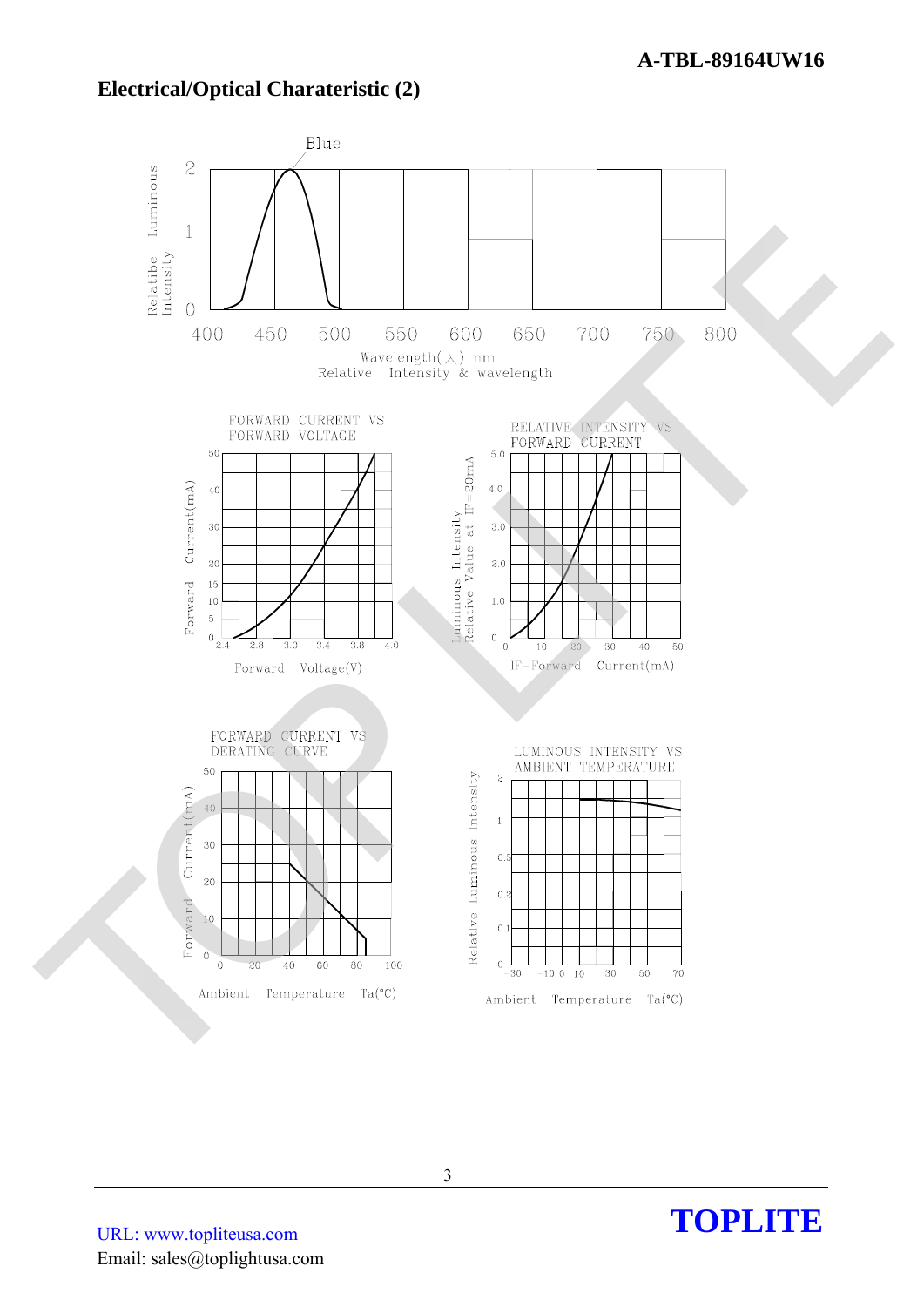## Electrical/Optical Charateristic (2)

Blue

Relatibe Luminous Intensity

2
1
0

400 450 500 550 600 650 700 750 800

Wavelength(λ) nm
Relative Intensity & wavelength

FORWARD CURRENT VS FORWARD VOLTAGE

Forward Current(mA)

50 40 30 20 15 10 5 0

2.4 2.8 3.0 3.4 3.8 4.0

Forward Voltage(V)

RELATIVE INTENSITY VS FORWARD CURRENT

Luminous Intensity Relative Value at IF=20mA

5.0 4.0 3.0 2.0 1.0 0

0 10 20 30 40 50

IF-Forward Current(mA)

FORWARD CURRENT VS DERATING CURVE

Forward Current(mA)

50 40 30 20 10 0

0 20 40 60 80 100

Ambient Temperature Ta(°C)

LUMINOUS INTENSITY VS AMBIENT TEMPERATURE

Relative Luminous Intensity

2 1 0.5 0.2 0.1 0

-30 -10 0 10 30 50 70

Ambient Temperature Ta(°C)

URL: www.topliteusa.com
Email: sales@toplightusa.com

**TOPLITE**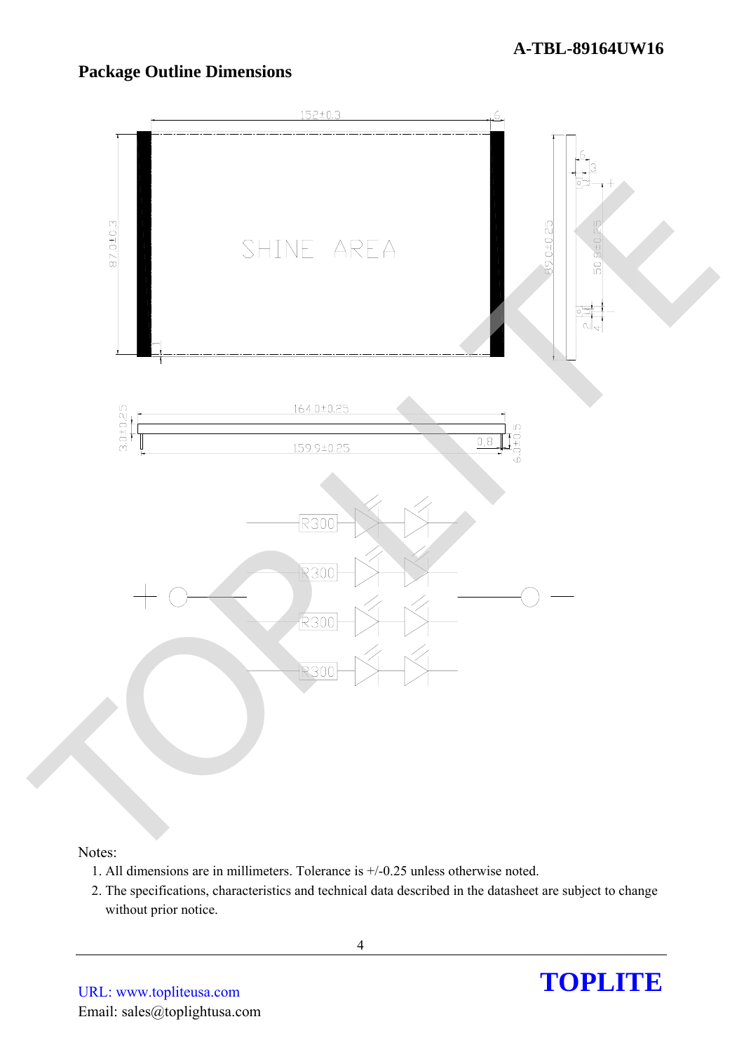## Package Outline Dimensions

Notes:

1. All dimensions are in millimeters. Tolerance is +/-0.25 unless otherwise noted.
2. The specifications, characteristics and technical data described in the datasheet are subject to change without prior notice.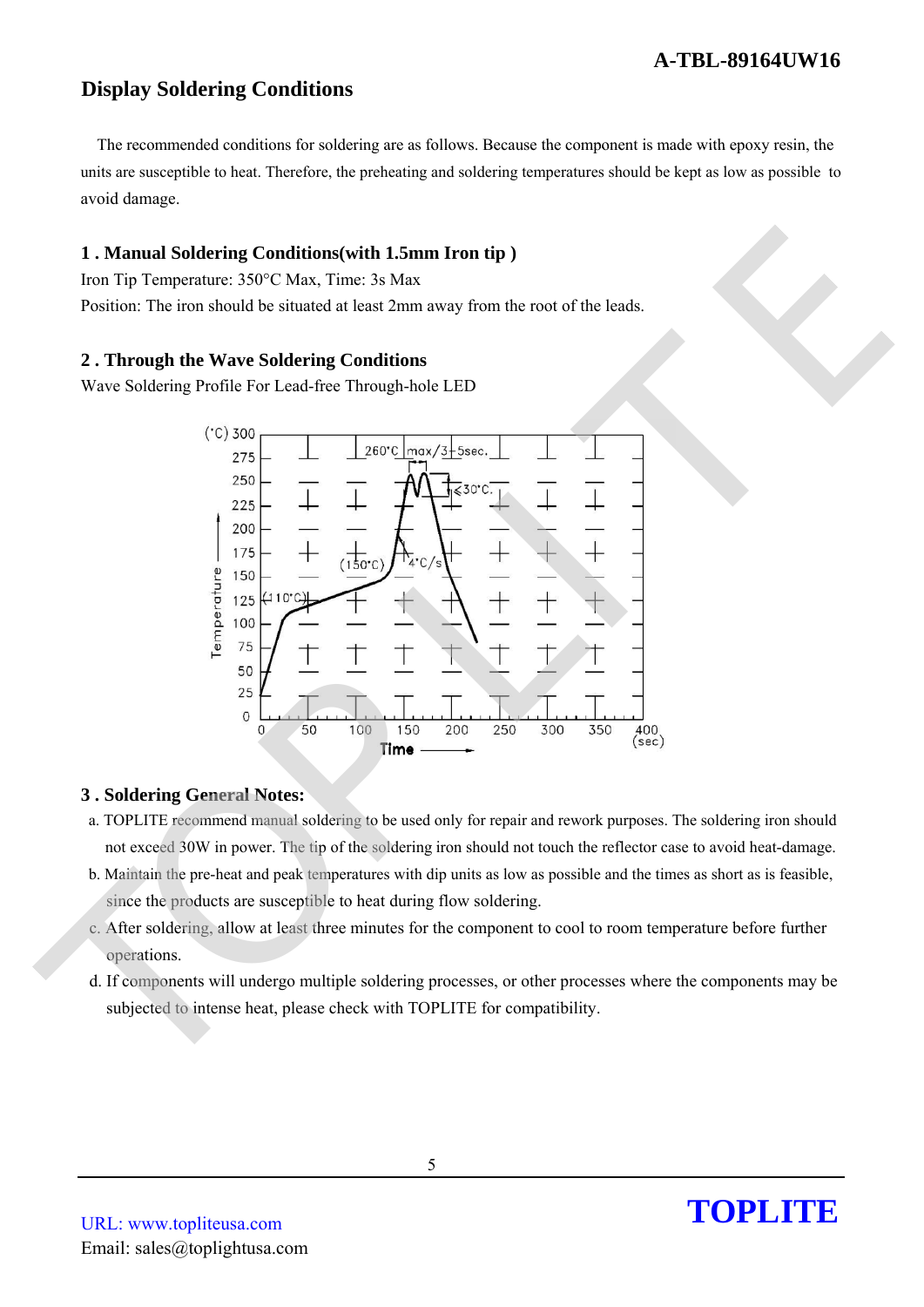## Display Soldering Conditions

The recommended conditions for soldering are as follows. Because the component is made with epoxy resin, the units are susceptible to heat. Therefore, the preheating and soldering temperatures should be kept as low as possible to avoid damage.

### 1 . Manual Soldering Conditions(with 1.5mm Iron tip )

Iron Tip Temperature: 350°C Max, Time: 3s Max

Position: The iron should be situated at least 2mm away from the root of the leads.

### 2 . Through the Wave Soldering Conditions

Wave Soldering Profile For Lead-free Through-hole LED

(°C) 300
275
250
225
200
175
150
125
100
75
50
25
0
Temperature
260°C max/3~5sec.
≤30°C.
(150°C)
4°C/s
110°C
0 50 100 150 200 250 300 350 400 (sec)
Time

### 3 . Soldering General Notes:

a. TOPLITE recommend manual soldering to be used only for repair and rework purposes. The soldering iron should not exceed 30W in power. The tip of the soldering iron should not touch the reflector case to avoid heat-damage.

b. Maintain the pre-heat and peak temperatures with dip units as low as possible and the times as short as is feasible, since the products are susceptible to heat during flow soldering.

c. After soldering, allow at least three minutes for the component to cool to room temperature before further operations.

d. If components will undergo multiple soldering processes, or other processes where the components may be subjected to intense heat, please check with TOPLITE for compatibility.

URL: www.topliteusa.com
Email: sales@toplightusa.com

TOPLITE